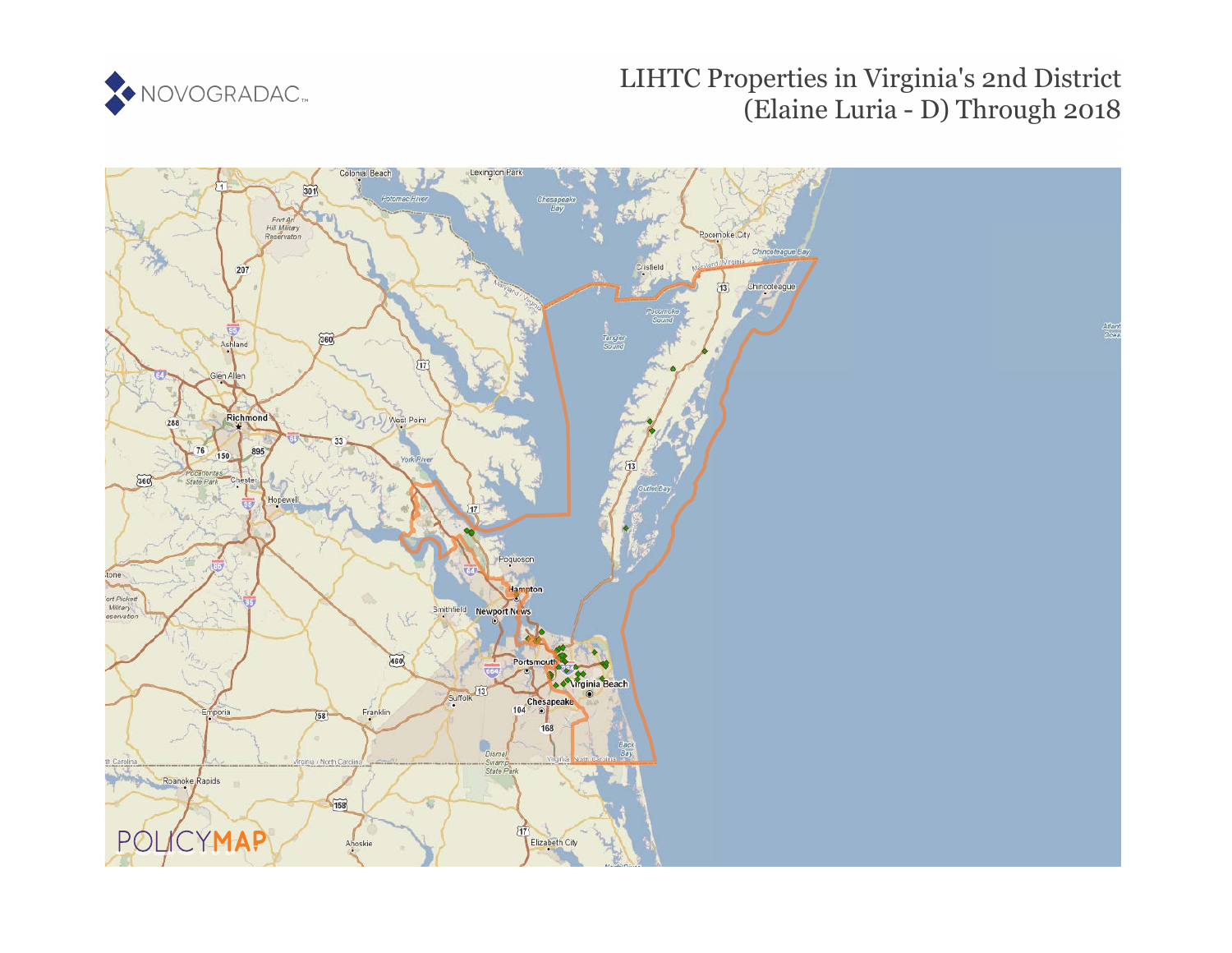NOVOGRADAC

# LIHTC Properties in Virginia's 2nd District (Elaine Luria - D) Through 2018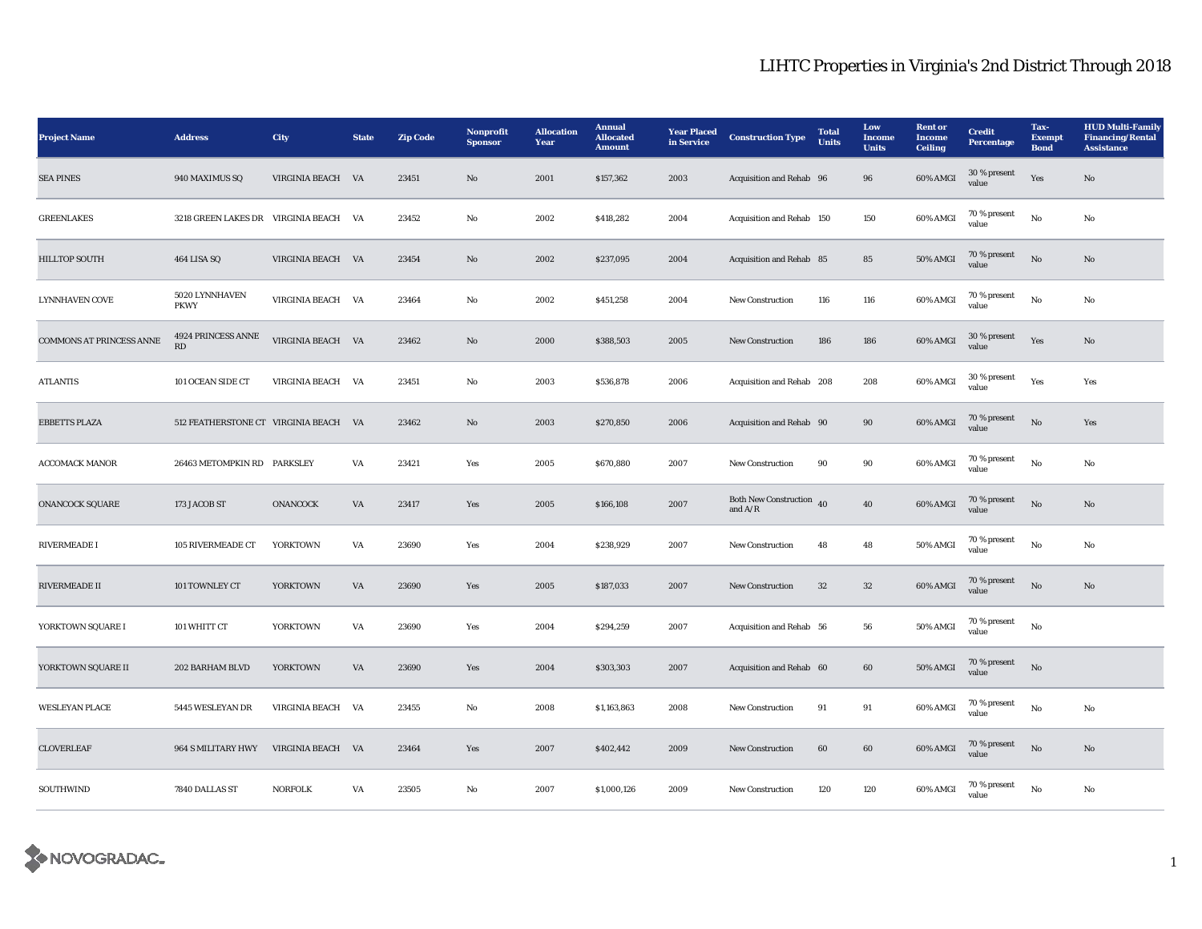# LIHTC Properties in Virginia's 2nd District Through 2018

| Project Name | Address | City | State | Zip Code | Nonprofit Sponsor | Allocation Year | Annual Allocated Amount | Year Placed in Service | Construction Type | Total Units | Low Income Units | Rent or Income Ceiling | Credit Percentage | Tax-Exempt Bond | HUD Multi-Family Financing/Rental Assistance |
|---|---|---|---|---|---|---|---|---|---|---|---|---|---|---|---|
| SEA PINES | 940 MAXIMUS SQ | VIRGINIA BEACH | VA | 23451 | No | 2001 | $157,362 | 2003 | Acquisition and Rehab | 96 | 96 | 60% AMGI | 30 % present value | Yes | No |
| GREENLAKES | 3218 GREEN LAKES DR | VIRGINIA BEACH | VA | 23452 | No | 2002 | $418,282 | 2004 | Acquisition and Rehab | 150 | 150 | 60% AMGI | 70 % present value | No | No |
| HILLTOP SOUTH | 464 LISA SQ | VIRGINIA BEACH | VA | 23454 | No | 2002 | $237,095 | 2004 | Acquisition and Rehab | 85 | 85 | 50% AMGI | 70 % present value | No | No |
| LYNNHAVEN COVE | 5020 LYNNHAVEN PKWY | VIRGINIA BEACH | VA | 23464 | No | 2002 | $451,258 | 2004 | New Construction | 116 | 116 | 60% AMGI | 70 % present value | No | No |
| COMMONS AT PRINCESS ANNE | 4924 PRINCESS ANNE RD | VIRGINIA BEACH | VA | 23462 | No | 2000 | $388,503 | 2005 | New Construction | 186 | 186 | 60% AMGI | 30 % present value | Yes | No |
| ATLANTIS | 101 OCEAN SIDE CT | VIRGINIA BEACH | VA | 23451 | No | 2003 | $536,878 | 2006 | Acquisition and Rehab | 208 | 208 | 60% AMGI | 30 % present value | Yes | Yes |
| EBBETTS PLAZA | 512 FEATHERSTONE CT | VIRGINIA BEACH | VA | 23462 | No | 2003 | $270,850 | 2006 | Acquisition and Rehab | 90 | 90 | 60% AMGI | 70 % present value | No | Yes |
| ACCOMACK MANOR | 26463 METOMPKIN RD | PARKSLEY | VA | 23421 | Yes | 2005 | $670,880 | 2007 | New Construction | 90 | 90 | 60% AMGI | 70 % present value | No | No |
| ONANCOCK SQUARE | 173 JACOB ST | ONANCOCK | VA | 23417 | Yes | 2005 | $166,108 | 2007 | Both New Construction and A/R | 40 | 40 | 60% AMGI | 70 % present value | No | No |
| RIVERMEADE I | 105 RIVERMEADE CT | YORKTOWN | VA | 23690 | Yes | 2004 | $238,929 | 2007 | New Construction | 48 | 48 | 50% AMGI | 70 % present value | No | No |
| RIVERMEADE II | 101 TOWNLEY CT | YORKTOWN | VA | 23690 | Yes | 2005 | $187,033 | 2007 | New Construction | 32 | 32 | 60% AMGI | 70 % present value | No | No |
| YORKTOWN SQUARE I | 101 WHITT CT | YORKTOWN | VA | 23690 | Yes | 2004 | $294,259 | 2007 | Acquisition and Rehab | 56 | 56 | 50% AMGI | 70 % present value | No | |
| YORKTOWN SQUARE II | 202 BARHAM BLVD | YORKTOWN | VA | 23690 | Yes | 2004 | $303,303 | 2007 | Acquisition and Rehab | 60 | 60 | 50% AMGI | 70 % present value | No | |
| WESLEYAN PLACE | 5445 WESLEYAN DR | VIRGINIA BEACH | VA | 23455 | No | 2008 | $1,163,863 | 2008 | New Construction | 91 | 91 | 60% AMGI | 70 % present value | No | No |
| CLOVERLEAF | 964 S MILITARY HWY | VIRGINIA BEACH | VA | 23464 | Yes | 2007 | $402,442 | 2009 | New Construction | 60 | 60 | 60% AMGI | 70 % present value | No | No |
| SOUTHWIND | 7840 DALLAS ST | NORFOLK | VA | 23505 | No | 2007 | $1,000,126 | 2009 | New Construction | 120 | 120 | 60% AMGI | 70 % present value | No | No |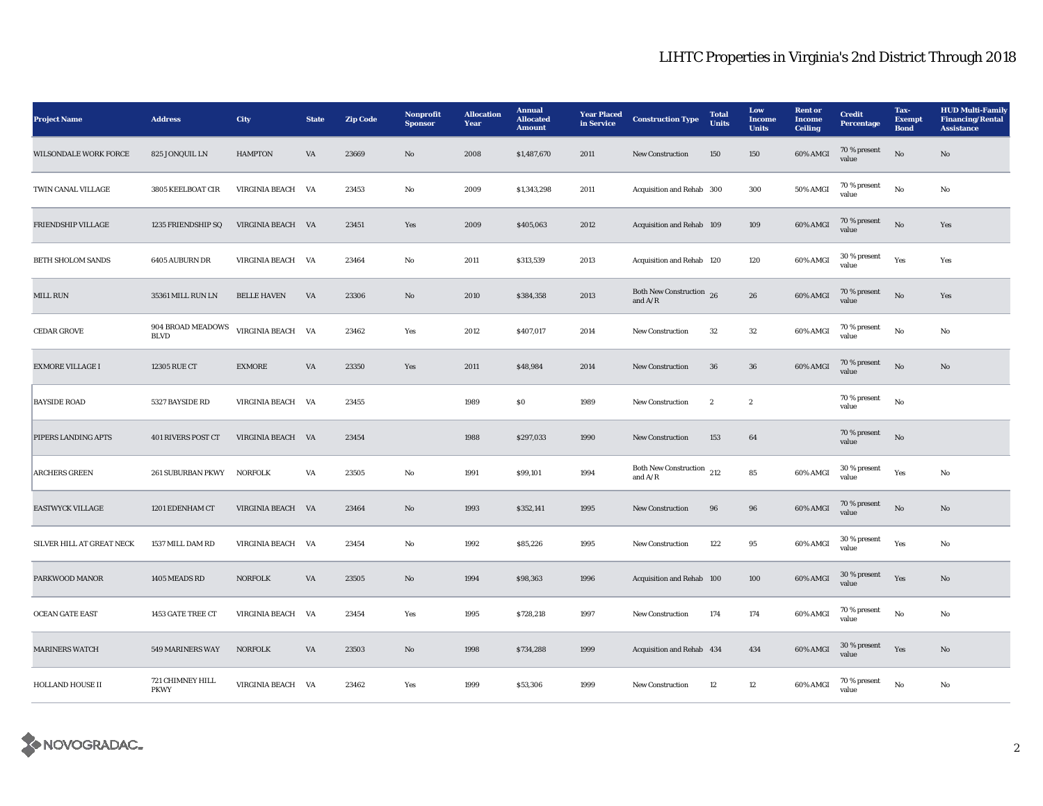# LIHTC Properties in Virginia's 2nd District Through 2018

| Project Name | Address | City | State | Zip Code | Nonprofit Sponsor | Allocation Year | Annual Allocated Amount | Year Placed in Service | Construction Type | Total Units | Low Income Units | Rent or Income Ceiling | Credit Percentage | Tax-Exempt Bond | HUD Multi-Family Financing/Rental Assistance |
|---|---|---|---|---|---|---|---|---|---|---|---|---|---|---|---|
| WILSONDALE WORK FORCE | 825 JONQUIL LN | HAMPTON | VA | 23669 | No | 2008 | $1,487,670 | 2011 | New Construction | 150 | 150 | 60% AMGI | 70 % present value | No | No |
| TWIN CANAL VILLAGE | 3805 KEELBOAT CIR | VIRGINIA BEACH | VA | 23453 | No | 2009 | $1,343,298 | 2011 | Acquisition and Rehab | 300 | 300 | 50% AMGI | 70 % present value | No | No |
| FRIENDSHIP VILLAGE | 1235 FRIENDSHIP SQ | VIRGINIA BEACH | VA | 23451 | Yes | 2009 | $405,063 | 2012 | Acquisition and Rehab | 109 | 109 | 60% AMGI | 70 % present value | No | Yes |
| BETH SHOLOM SANDS | 6405 AUBURN DR | VIRGINIA BEACH | VA | 23464 | No | 2011 | $313,539 | 2013 | Acquisition and Rehab | 120 | 120 | 60% AMGI | 30 % present value | Yes | Yes |
| MILL RUN | 35361 MILL RUN LN | BELLE HAVEN | VA | 23306 | No | 2010 | $384,358 | 2013 | Both New Construction and A/R | 26 | 26 | 60% AMGI | 70 % present value | No | Yes |
| CEDAR GROVE | 904 BROAD MEADOWS BLVD | VIRGINIA BEACH | VA | 23462 | Yes | 2012 | $407,017 | 2014 | New Construction | 32 | 32 | 60% AMGI | 70 % present value | No | No |
| EXMORE VILLAGE I | 12305 RUE CT | EXMORE | VA | 23350 | Yes | 2011 | $48,984 | 2014 | New Construction | 36 | 36 | 60% AMGI | 70 % present value | No | No |
| BAYSIDE ROAD | 5327 BAYSIDE RD | VIRGINIA BEACH | VA | 23455 | | 1989 | $0 | 1989 | New Construction | 2 | 2 | | 70 % present value | No | |
| PIPERS LANDING APTS | 401 RIVERS POST CT | VIRGINIA BEACH | VA | 23454 | | 1988 | $297,033 | 1990 | New Construction | 153 | 64 | | 70 % present value | No | |
| ARCHERS GREEN | 261 SUBURBAN PKWY | NORFOLK | VA | 23505 | No | 1991 | $99,101 | 1994 | Both New Construction and A/R | 212 | 85 | 60% AMGI | 30 % present value | Yes | No |
| EASTWYCK VILLAGE | 1201 EDENHAM CT | VIRGINIA BEACH | VA | 23464 | No | 1993 | $352,141 | 1995 | New Construction | 96 | 96 | 60% AMGI | 70 % present value | No | No |
| SILVER HILL AT GREAT NECK | 1537 MILL DAM RD | VIRGINIA BEACH | VA | 23454 | No | 1992 | $85,226 | 1995 | New Construction | 122 | 95 | 60% AMGI | 30 % present value | Yes | No |
| PARKWOOD MANOR | 1405 MEADS RD | NORFOLK | VA | 23505 | No | 1994 | $98,363 | 1996 | Acquisition and Rehab | 100 | 100 | 60% AMGI | 30 % present value | Yes | No |
| OCEAN GATE EAST | 1453 GATE TREE CT | VIRGINIA BEACH | VA | 23454 | Yes | 1995 | $728,218 | 1997 | New Construction | 174 | 174 | 60% AMGI | 70 % present value | No | No |
| MARINERS WATCH | 549 MARINERS WAY | NORFOLK | VA | 23503 | No | 1998 | $734,288 | 1999 | Acquisition and Rehab | 434 | 434 | 60% AMGI | 30 % present value | Yes | No |
| HOLLAND HOUSE II | 721 CHIMNEY HILL PKWY | VIRGINIA BEACH | VA | 23462 | Yes | 1999 | $53,306 | 1999 | New Construction | 12 | 12 | 60% AMGI | 70 % present value | No | No |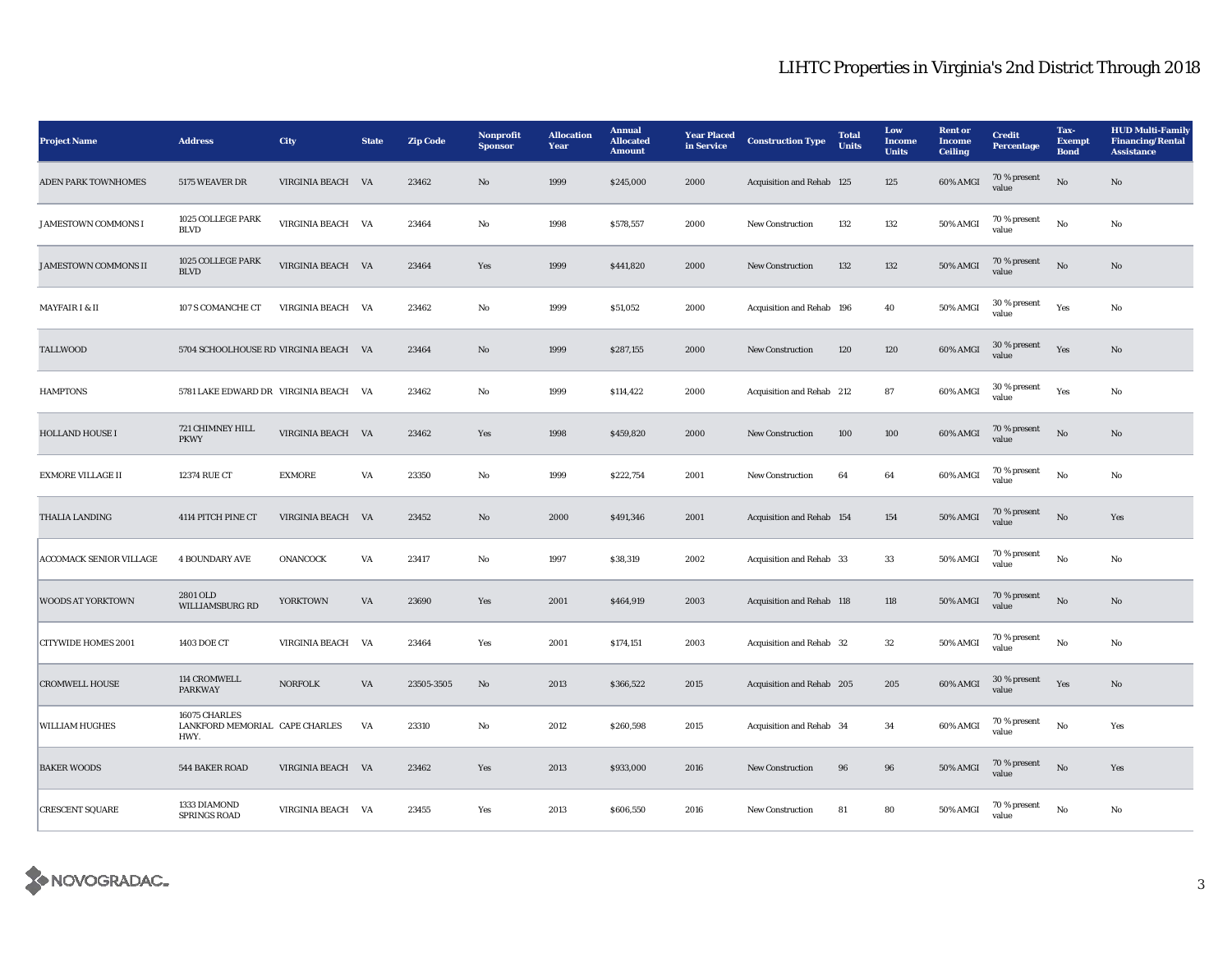# LIHTC Properties in Virginia's 2nd District Through 2018

| Project Name | Address | City | State | Zip Code | Nonprofit Sponsor | Allocation Year | Annual Allocated Amount | Year Placed in Service | Construction Type | Total Units | Low Income Units | Rent or Income Ceiling | Credit Percentage | Tax-Exempt Bond | HUD Multi-Family Financing/Rental Assistance |
|---|---|---|---|---|---|---|---|---|---|---|---|---|---|---|---|
| ADEN PARK TOWNHOMES | 5175 WEAVER DR | VIRGINIA BEACH | VA | 23462 | No | 1999 | $245,000 | 2000 | Acquisition and Rehab | 125 | 125 | 60% AMGI | 70 % present value | No | No |
| JAMESTOWN COMMONS I | 1025 COLLEGE PARK BLVD | VIRGINIA BEACH | VA | 23464 | No | 1998 | $578,557 | 2000 | New Construction | 132 | 132 | 50% AMGI | 70 % present value | No | No |
| JAMESTOWN COMMONS II | 1025 COLLEGE PARK BLVD | VIRGINIA BEACH | VA | 23464 | Yes | 1999 | $441,820 | 2000 | New Construction | 132 | 132 | 50% AMGI | 70 % present value | No | No |
| MAYFAIR I & II | 107 S COMANCHE CT | VIRGINIA BEACH | VA | 23462 | No | 1999 | $51,052 | 2000 | Acquisition and Rehab | 196 | 40 | 50% AMGI | 30 % present value | Yes | No |
| TALLWOOD | 5704 SCHOOLHOUSE RD | VIRGINIA BEACH | VA | 23464 | No | 1999 | $287,155 | 2000 | New Construction | 120 | 120 | 60% AMGI | 30 % present value | Yes | No |
| HAMPTONS | 5781 LAKE EDWARD DR | VIRGINIA BEACH | VA | 23462 | No | 1999 | $114,422 | 2000 | Acquisition and Rehab | 212 | 87 | 60% AMGI | 30 % present value | Yes | No |
| HOLLAND HOUSE I | 721 CHIMNEY HILL PKWY | VIRGINIA BEACH | VA | 23462 | Yes | 1998 | $459,820 | 2000 | New Construction | 100 | 100 | 60% AMGI | 70 % present value | No | No |
| EXMORE VILLAGE II | 12374 RUE CT | EXMORE | VA | 23350 | No | 1999 | $222,754 | 2001 | New Construction | 64 | 64 | 60% AMGI | 70 % present value | No | No |
| THALIA LANDING | 4114 PITCH PINE CT | VIRGINIA BEACH | VA | 23452 | No | 2000 | $491,346 | 2001 | Acquisition and Rehab | 154 | 154 | 50% AMGI | 70 % present value | No | Yes |
| ACCOMACK SENIOR VILLAGE | 4 BOUNDARY AVE | ONANCOCK | VA | 23417 | No | 1997 | $38,319 | 2002 | Acquisition and Rehab | 33 | 33 | 50% AMGI | 70 % present value | No | No |
| WOODS AT YORKTOWN | 2801 OLD WILLIAMSBURG RD | YORKTOWN | VA | 23690 | Yes | 2001 | $464,919 | 2003 | Acquisition and Rehab | 118 | 118 | 50% AMGI | 70 % present value | No | No |
| CITYWIDE HOMES 2001 | 1403 DOE CT | VIRGINIA BEACH | VA | 23464 | Yes | 2001 | $174,151 | 2003 | Acquisition and Rehab | 32 | 32 | 50% AMGI | 70 % present value | No | No |
| CROMWELL HOUSE | 114 CROMWELL PARKWAY | NORFOLK | VA | 23505-3505 | No | 2013 | $366,522 | 2015 | Acquisition and Rehab | 205 | 205 | 60% AMGI | 30 % present value | Yes | No |
| WILLIAM HUGHES | 16075 CHARLES LANKFORD MEMORIAL HWY. | CAPE CHARLES | VA | 23310 | No | 2012 | $260,598 | 2015 | Acquisition and Rehab | 34 | 34 | 60% AMGI | 70 % present value | No | Yes |
| BAKER WOODS | 544 BAKER ROAD | VIRGINIA BEACH | VA | 23462 | Yes | 2013 | $933,000 | 2016 | New Construction | 96 | 96 | 50% AMGI | 70 % present value | No | Yes |
| CRESCENT SQUARE | 1333 DIAMOND SPRINGS ROAD | VIRGINIA BEACH | VA | 23455 | Yes | 2013 | $606,550 | 2016 | New Construction | 81 | 80 | 50% AMGI | 70 % present value | No | No |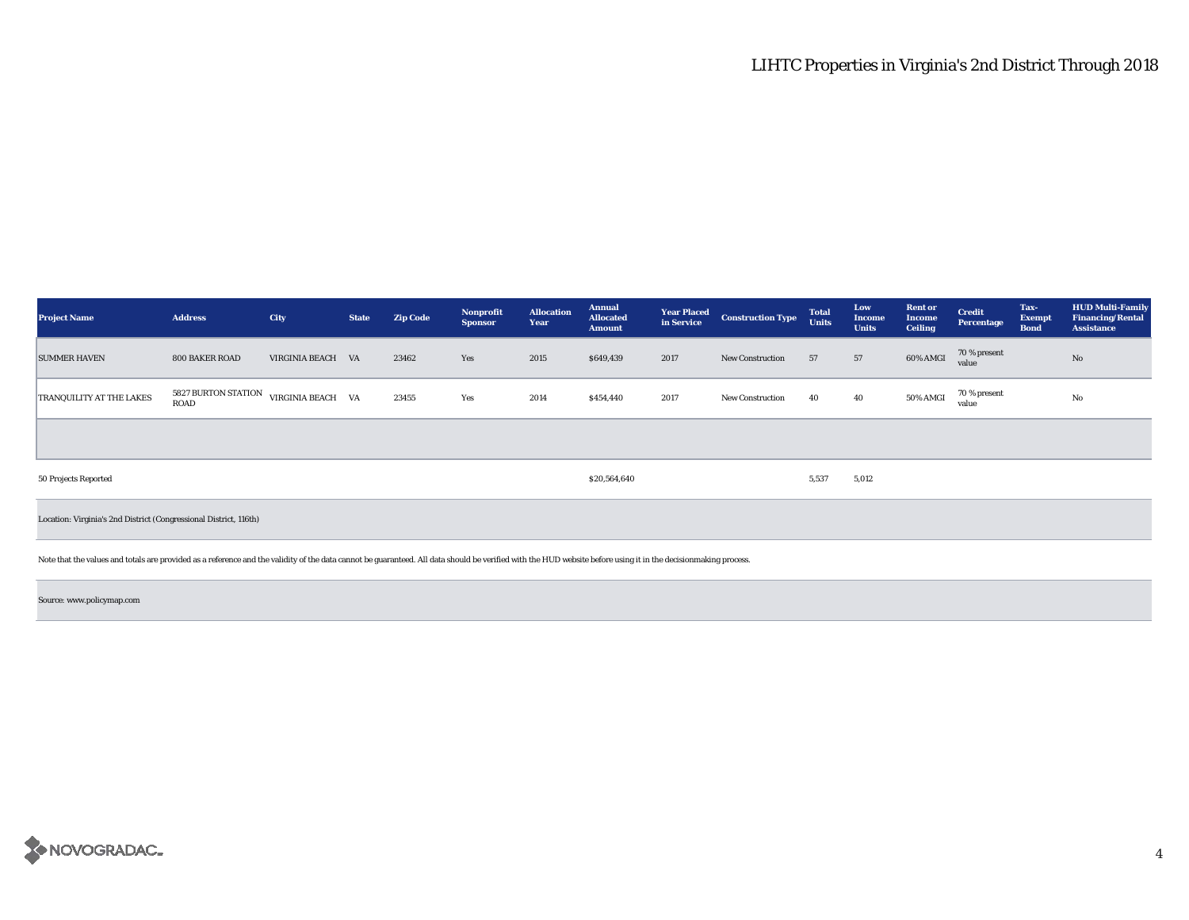| Project Name | Address | City | State | Zip Code | Nonprofit Sponsor | Allocation Year | Annual Allocated Amount | Year Placed in Service | Construction Type | Total Units | Low Income Units | Rent or Income Ceiling | Credit Percentage | Tax-Exempt Bond | HUD Multi-Family Financing/Rental Assistance |
|---|---|---|---|---|---|---|---|---|---|---|---|---|---|---|---|
| SUMMER HAVEN | 800 BAKER ROAD | VIRGINIA BEACH | VA | 23462 | Yes | 2015 | $649,439 | 2017 | New Construction | 57 | 57 | 60% AMGI | 70 % present value | | No |
| TRANQUILITY AT THE LAKES | 5827 BURTON STATION ROAD | VIRGINIA BEACH | VA | 23455 | Yes | 2014 | $454,440 | 2017 | New Construction | 40 | 40 | 50% AMGI | 70 % present value | | No |
| | | | | | | | | | | | | | | | |
| 50 Projects Reported | | | | | | | $20,564,640 | | | 5,537 | 5,012 | | | | |

Location: Virginia's 2nd District (Congressional District, 116th)

Note that the values and totals are provided as a reference and the validity of the data cannot be guaranteed. All data should be verified with the HUD website before using it in the decisionmaking process.

Source: www.policymap.com